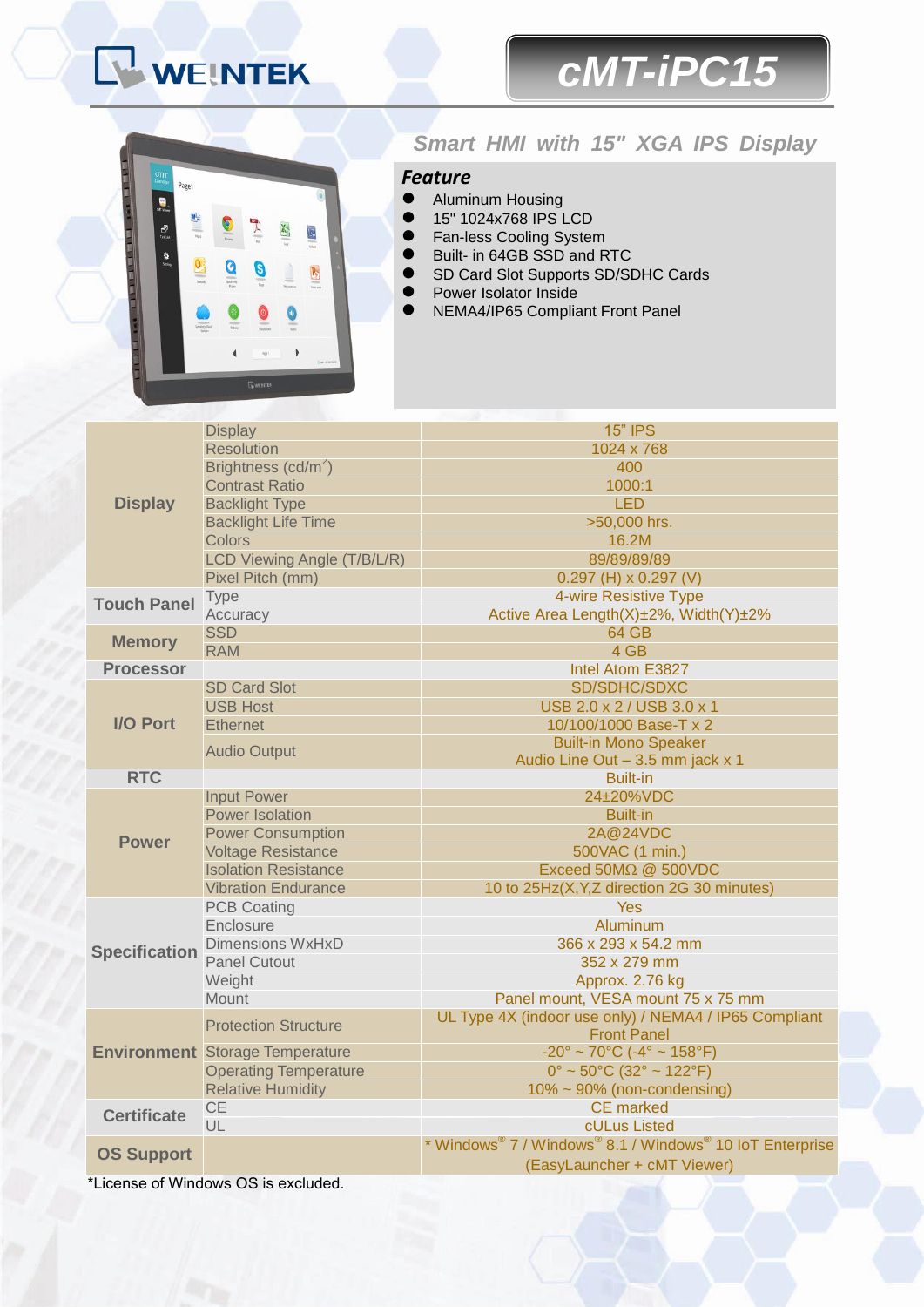# cMT-iPC15

## Smart HMI with 15" XGA IPS Display

### Feature

- Aluminum Housing
- 15" 1024x768 IPS LCD
- Fan-less Cooling System
- Built- in 64GB SSD and RTC
- SD Card Slot Supports SD/SDHC Cards
- Power Isolator Inside
- NEMA4/IP65 Compliant Front Panel

| Category | Item | Specification |
|---|---|---|
| Display | Display | 15" IPS |
| | Resolution | 1024 x 768 |
| | Brightness (cd/m²) | 400 |
| | Contrast Ratio | 1000:1 |
| | Backlight Type | LED |
| | Backlight Life Time | >50,000 hrs. |
| | Colors | 16.2M |
| | LCD Viewing Angle (T/B/L/R) | 89/89/89/89 |
| | Pixel Pitch (mm) | 0.297 (H) x 0.297 (V) |
| Touch Panel | Type | 4-wire Resistive Type |
| | Accuracy | Active Area Length(X)±2%, Width(Y)±2% |
| Memory | SSD | 64 GB |
| | RAM | 4 GB |
| Processor | | Intel Atom E3827 |
| I/O Port | SD Card Slot | SD/SDHC/SDXC |
| | USB Host | USB 2.0 x 2 / USB 3.0 x 1 |
| | Ethernet | 10/100/1000 Base-T x 2 |
| | Audio Output | Built-in Mono Speaker<br>Audio Line Out – 3.5 mm jack x 1 |
| RTC | | Built-in |
| Power | Input Power | 24±20%VDC |
| | Power Isolation | Built-in |
| | Power Consumption | 2A@24VDC |
| | Voltage Resistance | 500VAC (1 min.) |
| | Isolation Resistance | Exceed 50MΩ @ 500VDC |
| | Vibration Endurance | 10 to 25Hz(X,Y,Z direction 2G 30 minutes) |
| Specification | PCB Coating | Yes |
| | Enclosure | Aluminum |
| | Dimensions WxHxD | 366 x 293 x 54.2 mm |
| | Panel Cutout | 352 x 279 mm |
| | Weight | Approx. 2.76 kg |
| | Mount | Panel mount, VESA mount 75 x 75 mm |
| Environment | Protection Structure | UL Type 4X (indoor use only) / NEMA4 / IP65 Compliant Front Panel |
| | Storage Temperature | -20° ~ 70°C (-4° ~ 158°F) |
| | Operating Temperature | 0° ~ 50°C (32° ~ 122°F) |
| | Relative Humidity | 10% ~ 90% (non-condensing) |
| Certificate | CE | CE marked |
| | UL | cULus Listed |
| OS Support | | * Windows® 7 / Windows® 8.1 / Windows® 10 IoT Enterprise<br>(EasyLauncher + cMT Viewer) |

*License of Windows OS is excluded.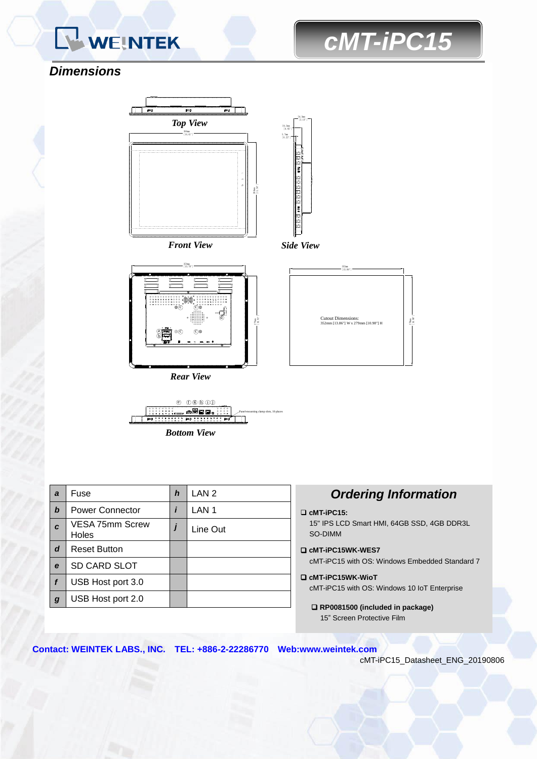## Dimensions

Top View

Front View

Side View

Rear View

Cutout Dimensions:
352mm [13.86"] W x 279mm [10.98"] H

Bottom View

Panel-mounting clamp slots, 10 places

| | | | |
|---|---|---|---|
| ***a*** | Fuse | ***h*** | LAN 2 |
| ***b*** | Power Connector | ***i*** | LAN 1 |
| ***c*** | VESA 75mm Screw Holes | ***j*** | Line Out |
| ***d*** | Reset Button | | |
| ***e*** | SD CARD SLOT | | |
| ***f*** | USB Host port 3.0 | | |
| ***g*** | USB Host port 2.0 | | |

## Ordering Information

- **cMT-iPC15:**
  15" IPS LCD Smart HMI, 64GB SSD, 4GB DDR3L SO-DIMM
- **cMT-iPC15WK-WES7**
  cMT-iPC15 with OS: Windows Embedded Standard 7
- **cMT-iPC15WK-WioT**
  cMT-iPC15 with OS: Windows 10 IoT Enterprise
- **RP0081500 (included in package)**
  15" Screen Protective Film

**Contact: WEINTEK LABS., INC. TEL: +886-2-22286770 Web:www.weintek.com**

cMT-iPC15_Datasheet_ENG_20190806